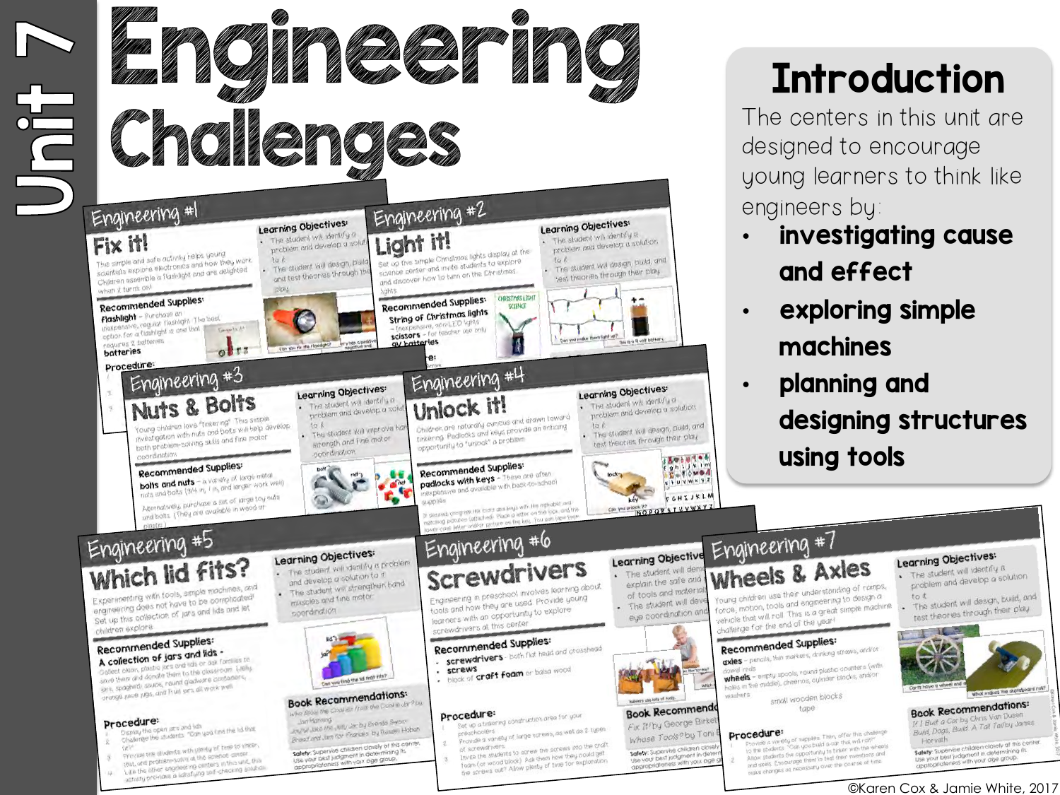# Unit 7

# Engineering Challenges

## Introduction

The centers in this unit are designed to encourage young learners to think like engineers by:

- **investigating cause and effect**
- **exploring simple machines**
- **planning and designing structures using tools**

---

### Engineering #1
**Fix it!**

This simple and safe activity helps young scientists explore electronics and how they work. Children assemble a flashlight and are delighted when it turns on!

**Learning Objectives:**
- The student will identify a problem and develop a solution to it.
- The student will design, build, and test theories through their play.

**Recommended Supplies:**
**flashlight** – Purchase an inexpensive, regular flashlight. The best option for a flashlight is one that requires 2 batteries.
**batteries**

**Procedure:**

### Engineering #2
**Light it!**

Set up this simple Christmas lights display at the science center and invite students to explore and discover how to turn on the Christmas lights.

**Learning Objectives:**
- The student will identify a problem and develop a solution to it.
- The student will design, build, and test theories through their play.

**Recommended Supplies:**
**String of Christmas lights** – Inexpensive, non-LED lights
**scissors** – for teacher use only
**9V batteries**

### Engineering #3
**Nuts & Bolts**

Young children love "tinkering". This simple investigation with nuts and bolts will help develop both problem-solving skills and fine motor coordination.

**Learning Objectives:**
- The student will identify a problem and develop a solution to it.
- The student will improve hand strength and fine motor coordination.

**Recommended Supplies:**
**bolts and nuts** – a variety of large metal nuts and bolts (3/4 in, 1 in, and larger work well)

Alternatively, purchase a set of large toy nuts and bolts. (They are available in wood or plastic.)

### Engineering #4
**Unlock it!**

Children are naturally curious and drawn toward tinkering. Padlocks and keys provide an enticing opportunity to "unlock" a problem.

**Learning Objectives:**
- The student will identify a problem and develop a solution to it.
- The student will design, build, and test theories through their play.

**Recommended Supplies:**
**padlocks with keys** – These are often inexpensive and available with back-to-school supplies.

### Engineering #5
**Which lid fits?**

Experimenting with tools, simple machines, and engineering does not have to be complicated! Set up this collection of jars and lids and let children explore.

**Learning Objectives:**
- The student will identify a problem and develop a solution to it.
- The student will strengthen hand muscles and fine motor coordination.

**Recommended Supplies:**
**A collection of jars and lids** – Collect clean, plastic jars and lids or ask families to save them and donate them to the classroom. Lastly, jars, spaghetti sauce, round gadgets containers, orange juice jugs, and fruit jars all work well.

**Procedure:**
1. Display the open jars and lids.
2. Challenge the students: "Can you find the lid that fits?"
3. Provide the students with plenty of time to tinker, test, and problem-solve at the science center.
4. Like the other engineering centers in this unit, this activity provides a satisfying self-checking solution.

**Book Recommendations:**
*Who Stole the Cookies from the Cookie Jar?* by Jan Mahoney
*Jingle Jars the Jelly Jar* by Brenda Bowen
*Bread and Jam for Frances* by Russell Hoban

**Safety:** Supervise children closely at this center. Use your best judgment in determining its appropriateness with your age group.

### Engineering #6
**Screwdrivers**

Engineering in preschool involves learning about tools and how they are used. Provide young learners with an opportunity to explore screwdrivers at this center.

**Learning Objectives:**
- The student will demonstrate and explain the safe and appropriate use of tools and materials.
- The student will develop hand-eye coordination and...

**Recommended Supplies:**
- **screwdrivers** – both flat head and crosshead
- **screws**
- block of **craft foam** or balsa wood

**Procedure:**
1. Set up a tinkering construction area for your preschoolers.
2. Provide a variety of large screws, as well as 2 types of screwdrivers.
3. Invite the students to screw the screws into the craft foam (or wood block). Ask them how they could get the screws out. Allow plenty of time for exploration.

**Book Recommendations:**
*Fix It!* by George Birkett
*Whose Tools?* by Toni Buzzeo

**Safety:** Supervise children closely... Use your best judgment in determining... appropriateness with your age group.

### Engineering #7
**Wheels & Axles**

Young children use their understanding of ramps, force, motion, tools and engineering to design a vehicle that will roll. This is a great simple machine challenge for the end of the year!

**Learning Objectives:**
- The student will identify a problem and develop a solution to it.
- The student will design, build, and test theories through their play.

**Recommended Supplies:**
**axles** – pencils, thin markers, drinking straws, and/or dowel rods
**wheels** – empty spools, round plastic counters (with holes in the middle), cheerios, cylinder blocks, and/or washers
small wooden blocks
tape

**Procedure:**
1. Provide a variety of supplies. Then, offer this challenge to the students: "Can you build a car that will roll?"
2. Allow students the opportunity to tinker with the wheels and axles. Encourage them to test their inventions and make changes as necessary over the course of time.

**Book Recommendations:**
*If I Built a Car* by Chris Van Dusen
*Build, Dogs, Build: A Tall Tail* by James Horvath

**Safety:** Supervise children closely at this center. Use your best judgment in determining its appropriateness with your age group.

©Karen Cox & Jamie White, 2017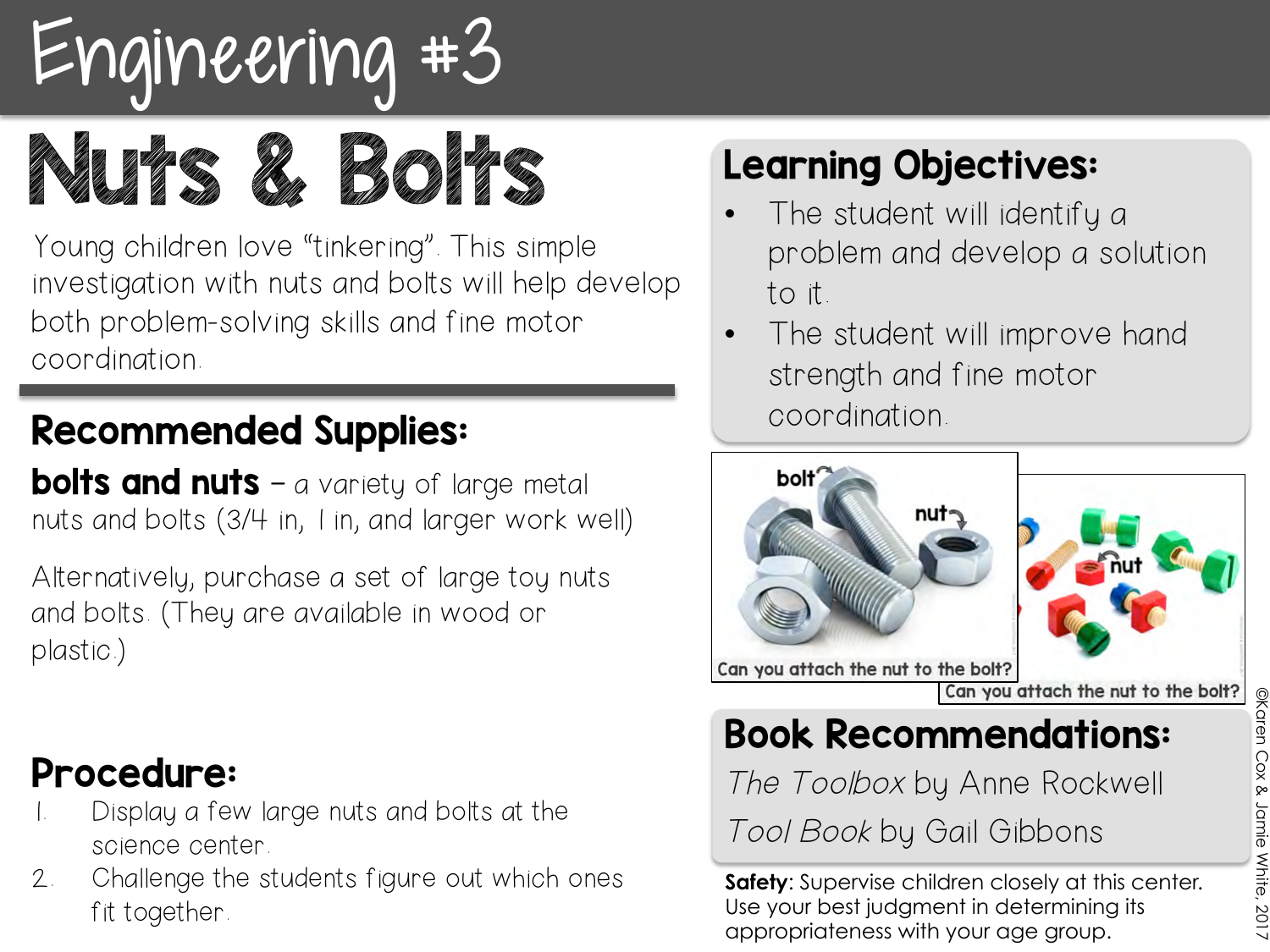# Engineering #3

# Nuts & Bolts

Young children love "tinkering". This simple investigation with nuts and bolts will help develop both problem-solving skills and fine motor coordination.

## Learning Objectives:

- The student will identify a problem and develop a solution to it.
- The student will improve hand strength and fine motor coordination.

## Recommended Supplies:

**bolts and nuts** – a variety of large metal nuts and bolts (3/4 in, 1 in, and larger work well)

Alternatively, purchase a set of large toy nuts and bolts. (They are available in wood or plastic.)

Can you attach the nut to the bolt?

Can you attach the nut to the bolt?

## Procedure:

1. Display a few large nuts and bolts at the science center.
2. Challenge the students figure out which ones fit together.

## Book Recommendations:

*The Toolbox* by Anne Rockwell

*Tool Book* by Gail Gibbons

**Safety**: Supervise children closely at this center. Use your best judgment in determining its appropriateness with your age group.

©Karen Cox & Jamie White, 2017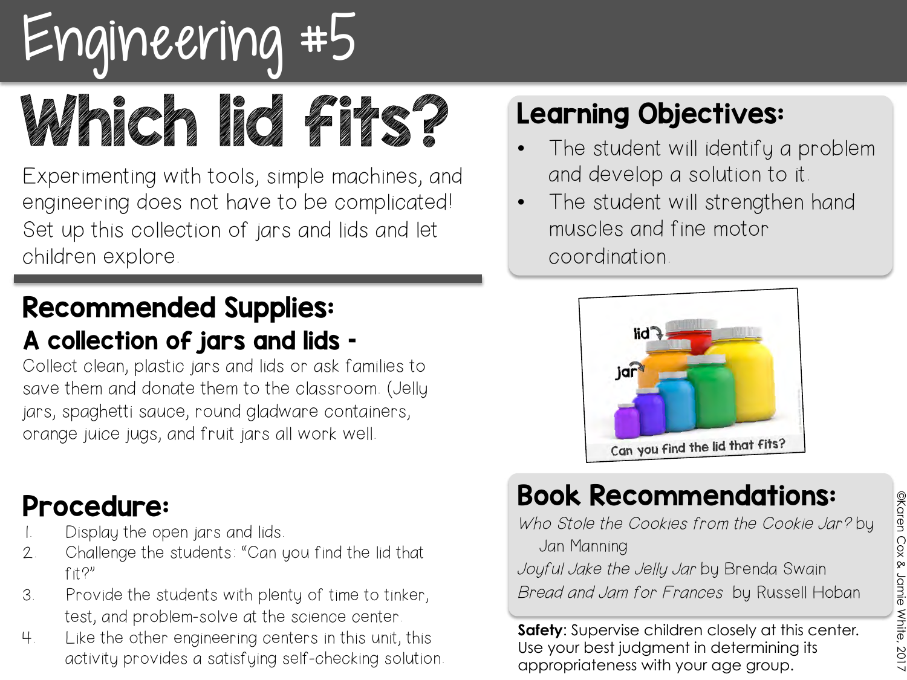# Engineering #5

## Which lid fits?

Experimenting with tools, simple machines, and engineering does not have to be complicated! Set up this collection of jars and lids and let children explore.

## Recommended Supplies:

### A collection of jars and lids -

Collect clean, plastic jars and lids or ask families to save them and donate them to the classroom. (Jelly jars, spaghetti sauce, round gladware containers, orange juice jugs, and fruit jars all work well.

## Procedure:

1. Display the open jars and lids.
2. Challenge the students: "Can you find the lid that fit?"
3. Provide the students with plenty of time to tinker, test, and problem-solve at the science center.
4. Like the other engineering centers in this unit, this activity provides a satisfying self-checking solution.

## Learning Objectives:

- The student will identify a problem and develop a solution to it.
- The student will strengthen hand muscles and fine motor coordination.

lid

jar

Can you find the lid that fits?

## Book Recommendations:

*Who Stole the Cookies from the Cookie Jar?* by Jan Manning

*Joyful Jake the Jelly Jar* by Brenda Swain

*Bread and Jam for Frances* by Russell Hoban

**Safety**: Supervise children closely at this center. Use your best judgment in determining its appropriateness with your age group.

©Karen Cox & Jamie White, 2017